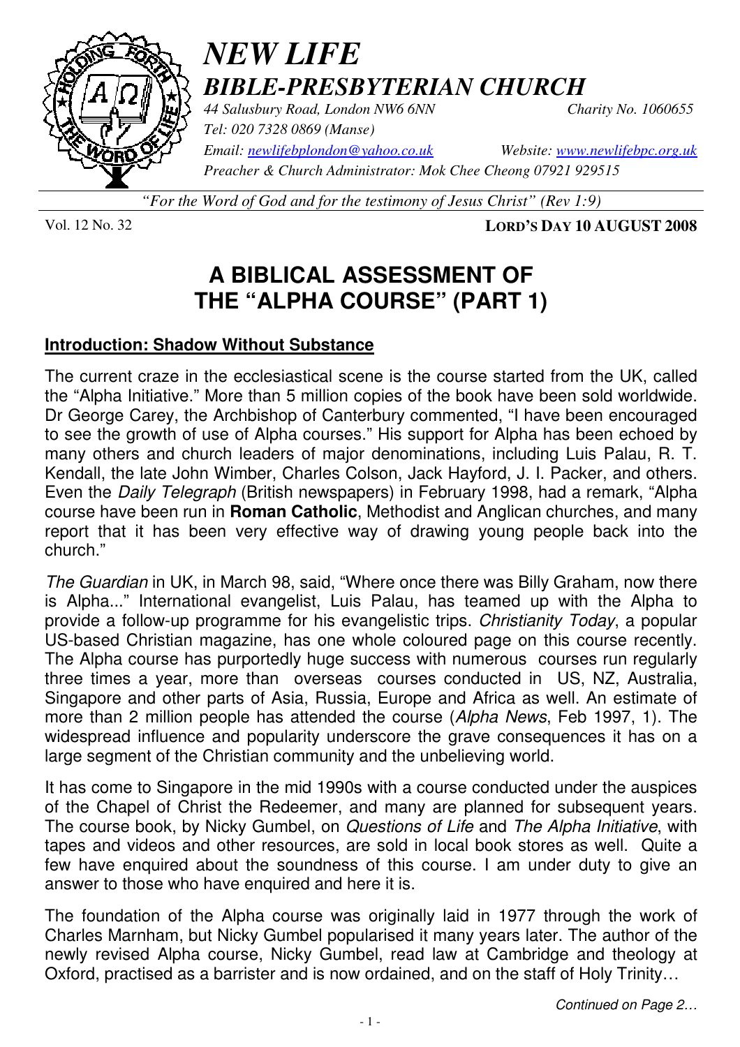# *NEW LIFE*
## *BIBLE-PRESBYTERIAN CHURCH*

*44 Salusbury Road, London NW6 6NN* *Charity No. 1060655*
*Tel: 020 7328 0869 (Manse)*
*Email: newlifebplondon@yahoo.co.uk* *Website: www.newlifebpc.org.uk*
*Preacher & Church Administrator: Mok Chee Cheong 07921 929515*

*"For the Word of God and for the testimony of Jesus Christ" (Rev 1:9)*

Vol. 12 No. 32 **LORD'S DAY 10 AUGUST 2008**

# A BIBLICAL ASSESSMENT OF THE "ALPHA COURSE" (PART 1)

## Introduction: Shadow Without Substance

The current craze in the ecclesiastical scene is the course started from the UK, called the "Alpha Initiative." More than 5 million copies of the book have been sold worldwide. Dr George Carey, the Archbishop of Canterbury commented, "I have been encouraged to see the growth of use of Alpha courses." His support for Alpha has been echoed by many others and church leaders of major denominations, including Luis Palau, R. T. Kendall, the late John Wimber, Charles Colson, Jack Hayford, J. I. Packer, and others. Even the *Daily Telegraph* (British newspapers) in February 1998, had a remark, "Alpha course have been run in **Roman Catholic**, Methodist and Anglican churches, and many report that it has been very effective way of drawing young people back into the church."

*The Guardian* in UK, in March 98, said, "Where once there was Billy Graham, now there is Alpha..." International evangelist, Luis Palau, has teamed up with the Alpha to provide a follow-up programme for his evangelistic trips. *Christianity Today*, a popular US-based Christian magazine, has one whole coloured page on this course recently. The Alpha course has purportedly huge success with numerous courses run regularly three times a year, more than overseas courses conducted in US, NZ, Australia, Singapore and other parts of Asia, Russia, Europe and Africa as well. An estimate of more than 2 million people has attended the course (*Alpha News*, Feb 1997, 1). The widespread influence and popularity underscore the grave consequences it has on a large segment of the Christian community and the unbelieving world.

It has come to Singapore in the mid 1990s with a course conducted under the auspices of the Chapel of Christ the Redeemer, and many are planned for subsequent years. The course book, by Nicky Gumbel, on *Questions of Life* and *The Alpha Initiative*, with tapes and videos and other resources, are sold in local book stores as well. Quite a few have enquired about the soundness of this course. I am under duty to give an answer to those who have enquired and here it is.

The foundation of the Alpha course was originally laid in 1977 through the work of Charles Marnham, but Nicky Gumbel popularised it many years later. The author of the newly revised Alpha course, Nicky Gumbel, read law at Cambridge and theology at Oxford, practised as a barrister and is now ordained, and on the staff of Holy Trinity…

*Continued on Page 2…*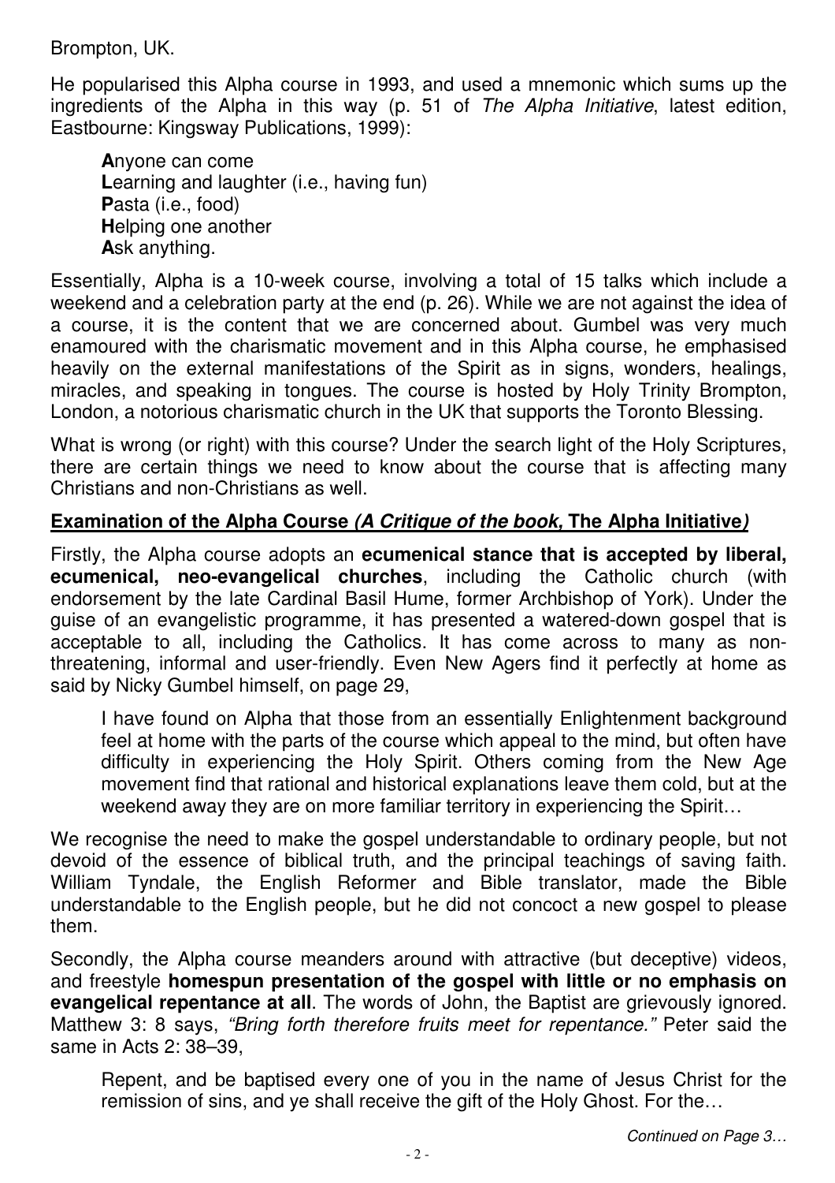Brompton, UK.

He popularised this Alpha course in 1993, and used a mnemonic which sums up the ingredients of the Alpha in this way (p. 51 of *The Alpha Initiative*, latest edition, Eastbourne: Kingsway Publications, 1999):

> **A**nyone can come
> **L**earning and laughter (i.e., having fun)
> **P**asta (i.e., food)
> **H**elping one another
> **A**sk anything.

Essentially, Alpha is a 10-week course, involving a total of 15 talks which include a weekend and a celebration party at the end (p. 26). While we are not against the idea of a course, it is the content that we are concerned about. Gumbel was very much enamoured with the charismatic movement and in this Alpha course, he emphasised heavily on the external manifestations of the Spirit as in signs, wonders, healings, miracles, and speaking in tongues. The course is hosted by Holy Trinity Brompton, London, a notorious charismatic church in the UK that supports the Toronto Blessing.

What is wrong (or right) with this course? Under the search light of the Holy Scriptures, there are certain things we need to know about the course that is affecting many Christians and non-Christians as well.

## Examination of the Alpha Course *(A Critique of the book,* The Alpha Initiative*)*

Firstly, the Alpha course adopts an **ecumenical stance that is accepted by liberal, ecumenical, neo-evangelical churches**, including the Catholic church (with endorsement by the late Cardinal Basil Hume, former Archbishop of York). Under the guise of an evangelistic programme, it has presented a watered-down gospel that is acceptable to all, including the Catholics. It has come across to many as non-threatening, informal and user-friendly. Even New Agers find it perfectly at home as said by Nicky Gumbel himself, on page 29,

> I have found on Alpha that those from an essentially Enlightenment background feel at home with the parts of the course which appeal to the mind, but often have difficulty in experiencing the Holy Spirit. Others coming from the New Age movement find that rational and historical explanations leave them cold, but at the weekend away they are on more familiar territory in experiencing the Spirit…

We recognise the need to make the gospel understandable to ordinary people, but not devoid of the essence of biblical truth, and the principal teachings of saving faith. William Tyndale, the English Reformer and Bible translator, made the Bible understandable to the English people, but he did not concoct a new gospel to please them.

Secondly, the Alpha course meanders around with attractive (but deceptive) videos, and freestyle **homespun presentation of the gospel with little or no emphasis on evangelical repentance at all**. The words of John, the Baptist are grievously ignored. Matthew 3: 8 says, *"Bring forth therefore fruits meet for repentance."* Peter said the same in Acts 2: 38–39,

> Repent, and be baptised every one of you in the name of Jesus Christ for the remission of sins, and ye shall receive the gift of the Holy Ghost. For the…

*Continued on Page 3…*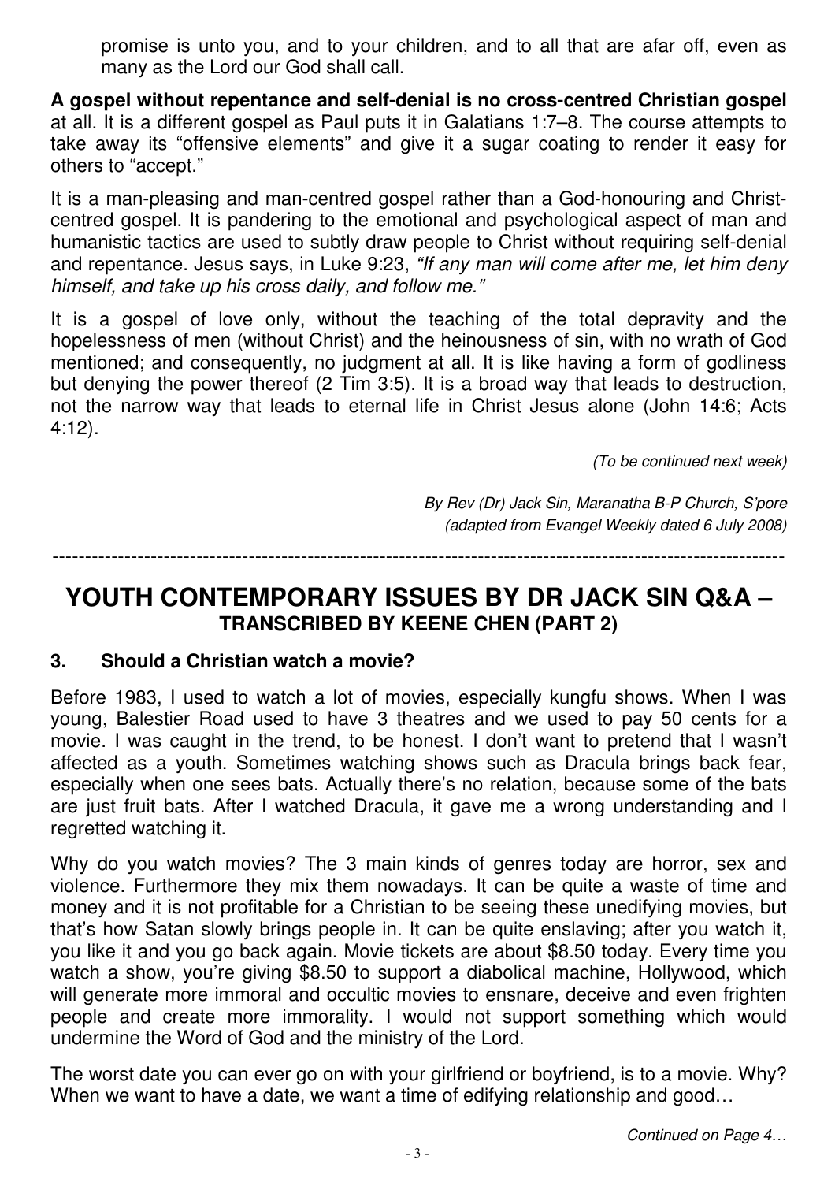promise is unto you, and to your children, and to all that are afar off, even as many as the Lord our God shall call.

**A gospel without repentance and self-denial is no cross-centred Christian gospel** at all. It is a different gospel as Paul puts it in Galatians 1:7–8. The course attempts to take away its "offensive elements" and give it a sugar coating to render it easy for others to "accept."

It is a man-pleasing and man-centred gospel rather than a God-honouring and Christ-centred gospel. It is pandering to the emotional and psychological aspect of man and humanistic tactics are used to subtly draw people to Christ without requiring self-denial and repentance. Jesus says, in Luke 9:23, *"If any man will come after me, let him deny himself, and take up his cross daily, and follow me."*

It is a gospel of love only, without the teaching of the total depravity and the hopelessness of men (without Christ) and the heinousness of sin, with no wrath of God mentioned; and consequently, no judgment at all. It is like having a form of godliness but denying the power thereof (2 Tim 3:5). It is a broad way that leads to destruction, not the narrow way that leads to eternal life in Christ Jesus alone (John 14:6; Acts 4:12).

*(To be continued next week)*

*By Rev (Dr) Jack Sin, Maranatha B-P Church, S'pore*
*(adapted from Evangel Weekly dated 6 July 2008)*

---

## YOUTH CONTEMPORARY ISSUES BY DR JACK SIN Q&A – TRANSCRIBED BY KEENE CHEN (PART 2)

### 3. Should a Christian watch a movie?

Before 1983, I used to watch a lot of movies, especially kungfu shows. When I was young, Balestier Road used to have 3 theatres and we used to pay 50 cents for a movie. I was caught in the trend, to be honest. I don't want to pretend that I wasn't affected as a youth. Sometimes watching shows such as Dracula brings back fear, especially when one sees bats. Actually there's no relation, because some of the bats are just fruit bats. After I watched Dracula, it gave me a wrong understanding and I regretted watching it.

Why do you watch movies? The 3 main kinds of genres today are horror, sex and violence. Furthermore they mix them nowadays. It can be quite a waste of time and money and it is not profitable for a Christian to be seeing these unedifying movies, but that's how Satan slowly brings people in. It can be quite enslaving; after you watch it, you like it and you go back again. Movie tickets are about $8.50 today. Every time you watch a show, you're giving $8.50 to support a diabolical machine, Hollywood, which will generate more immoral and occultic movies to ensnare, deceive and even frighten people and create more immorality. I would not support something which would undermine the Word of God and the ministry of the Lord.

The worst date you can ever go on with your girlfriend or boyfriend, is to a movie. Why? When we want to have a date, we want a time of edifying relationship and good…

*Continued on Page 4…*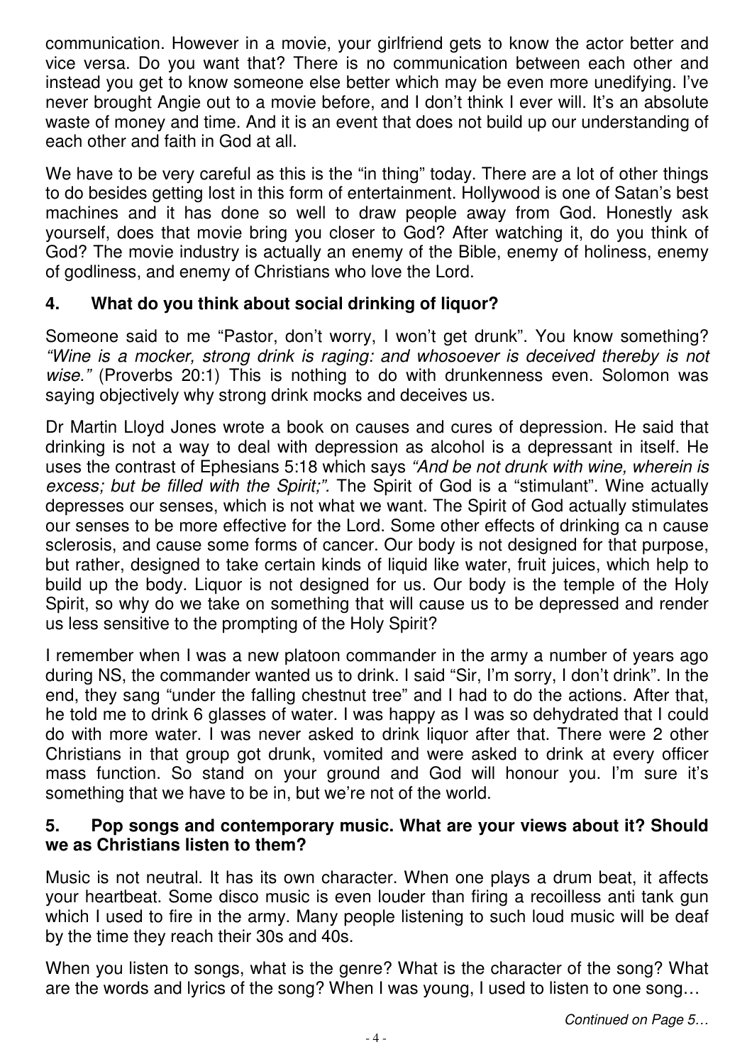communication. However in a movie, your girlfriend gets to know the actor better and vice versa. Do you want that? There is no communication between each other and instead you get to know someone else better which may be even more unedifying. I've never brought Angie out to a movie before, and I don't think I ever will. It's an absolute waste of money and time. And it is an event that does not build up our understanding of each other and faith in God at all.

We have to be very careful as this is the "in thing" today. There are a lot of other things to do besides getting lost in this form of entertainment. Hollywood is one of Satan's best machines and it has done so well to draw people away from God. Honestly ask yourself, does that movie bring you closer to God? After watching it, do you think of God? The movie industry is actually an enemy of the Bible, enemy of holiness, enemy of godliness, and enemy of Christians who love the Lord.

**4. What do you think about social drinking of liquor?**

Someone said to me "Pastor, don't worry, I won't get drunk". You know something? *"Wine is a mocker, strong drink is raging: and whosoever is deceived thereby is not wise."* (Proverbs 20:1) This is nothing to do with drunkenness even. Solomon was saying objectively why strong drink mocks and deceives us.

Dr Martin Lloyd Jones wrote a book on causes and cures of depression. He said that drinking is not a way to deal with depression as alcohol is a depressant in itself. He uses the contrast of Ephesians 5:18 which says *"And be not drunk with wine, wherein is excess; but be filled with the Spirit;".* The Spirit of God is a "stimulant". Wine actually depresses our senses, which is not what we want. The Spirit of God actually stimulates our senses to be more effective for the Lord. Some other effects of drinking ca n cause sclerosis, and cause some forms of cancer. Our body is not designed for that purpose, but rather, designed to take certain kinds of liquid like water, fruit juices, which help to build up the body. Liquor is not designed for us. Our body is the temple of the Holy Spirit, so why do we take on something that will cause us to be depressed and render us less sensitive to the prompting of the Holy Spirit?

I remember when I was a new platoon commander in the army a number of years ago during NS, the commander wanted us to drink. I said "Sir, I'm sorry, I don't drink". In the end, they sang "under the falling chestnut tree" and I had to do the actions. After that, he told me to drink 6 glasses of water. I was happy as I was so dehydrated that I could do with more water. I was never asked to drink liquor after that. There were 2 other Christians in that group got drunk, vomited and were asked to drink at every officer mass function. So stand on your ground and God will honour you. I'm sure it's something that we have to be in, but we're not of the world.

**5. Pop songs and contemporary music. What are your views about it? Should we as Christians listen to them?**

Music is not neutral. It has its own character. When one plays a drum beat, it affects your heartbeat. Some disco music is even louder than firing a recoilless anti tank gun which I used to fire in the army. Many people listening to such loud music will be deaf by the time they reach their 30s and 40s.

When you listen to songs, what is the genre? What is the character of the song? What are the words and lyrics of the song? When I was young, I used to listen to one song…

*Continued on Page 5…*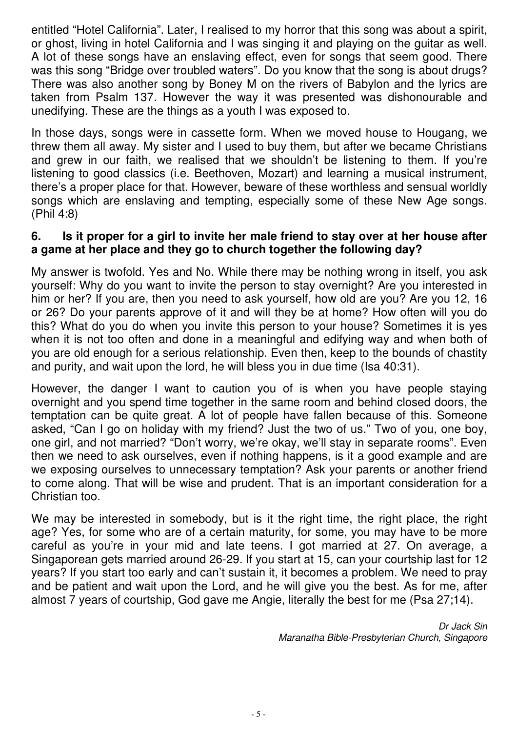entitled "Hotel California". Later, I realised to my horror that this song was about a spirit, or ghost, living in hotel California and I was singing it and playing on the guitar as well. A lot of these songs have an enslaving effect, even for songs that seem good. There was this song "Bridge over troubled waters". Do you know that the song is about drugs? There was also another song by Boney M on the rivers of Babylon and the lyrics are taken from Psalm 137. However the way it was presented was dishonourable and unedifying. These are the things as a youth I was exposed to.

In those days, songs were in cassette form. When we moved house to Hougang, we threw them all away. My sister and I used to buy them, but after we became Christians and grew in our faith, we realised that we shouldn't be listening to them. If you're listening to good classics (i.e. Beethoven, Mozart) and learning a musical instrument, there's a proper place for that. However, beware of these worthless and sensual worldly songs which are enslaving and tempting, especially some of these New Age songs. (Phil 4:8)

**6. Is it proper for a girl to invite her male friend to stay over at her house after a game at her place and they go to church together the following day?**

My answer is twofold. Yes and No. While there may be nothing wrong in itself, you ask yourself: Why do you want to invite the person to stay overnight? Are you interested in him or her? If you are, then you need to ask yourself, how old are you? Are you 12, 16 or 26? Do your parents approve of it and will they be at home? How often will you do this? What do you do when you invite this person to your house? Sometimes it is yes when it is not too often and done in a meaningful and edifying way and when both of you are old enough for a serious relationship. Even then, keep to the bounds of chastity and purity, and wait upon the lord, he will bless you in due time (Isa 40:31).

However, the danger I want to caution you of is when you have people staying overnight and you spend time together in the same room and behind closed doors, the temptation can be quite great. A lot of people have fallen because of this. Someone asked, "Can I go on holiday with my friend? Just the two of us." Two of you, one boy, one girl, and not married? "Don't worry, we're okay, we'll stay in separate rooms". Even then we need to ask ourselves, even if nothing happens, is it a good example and are we exposing ourselves to unnecessary temptation? Ask your parents or another friend to come along. That will be wise and prudent. That is an important consideration for a Christian too.

We may be interested in somebody, but is it the right time, the right place, the right age? Yes, for some who are of a certain maturity, for some, you may have to be more careful as you're in your mid and late teens. I got married at 27. On average, a Singaporean gets married around 26-29. If you start at 15, can your courtship last for 12 years? If you start too early and can't sustain it, it becomes a problem. We need to pray and be patient and wait upon the Lord, and he will give you the best. As for me, after almost 7 years of courtship, God gave me Angie, literally the best for me (Psa 27;14).

*Dr Jack Sin*
*Maranatha Bible-Presbyterian Church, Singapore*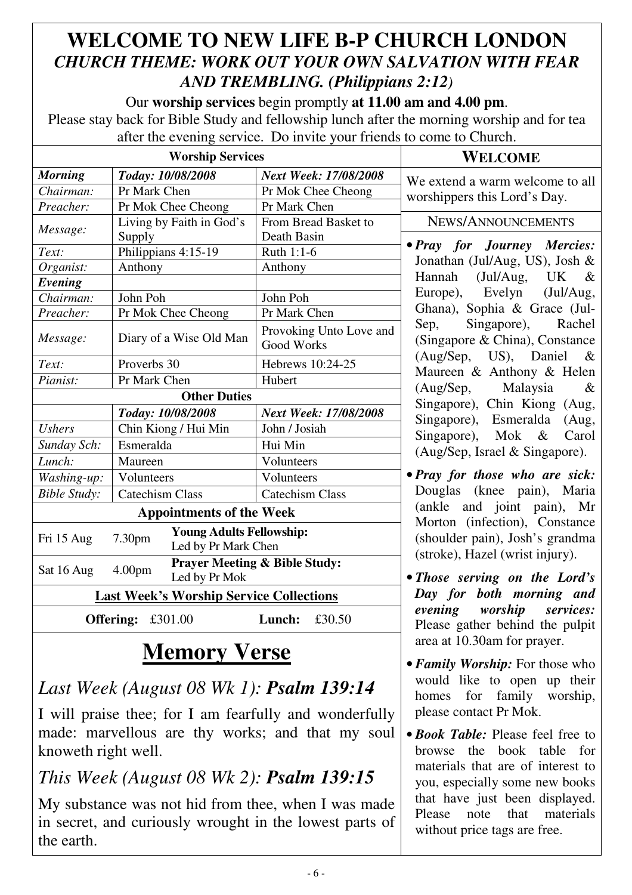# WELCOME TO NEW LIFE B-P CHURCH LONDON

## *CHURCH THEME: WORK OUT YOUR OWN SALVATION WITH FEAR AND TREMBLING. (Philippians 2:12)*

Our **worship services** begin promptly **at 11.00 am and 4.00 pm**.

Please stay back for Bible Study and fellowship lunch after the morning worship and for tea after the evening service. Do invite your friends to come to Church.

**Worship Services**

| | | |
|---|---|---|
| ***Morning*** | ***Today: 10/08/2008*** | ***Next Week: 17/08/2008*** |
| *Chairman:* | Pr Mark Chen | Pr Mok Chee Cheong |
| *Preacher:* | Pr Mok Chee Cheong | Pr Mark Chen |
| *Message:* | Living by Faith in God's Supply | From Bread Basket to Death Basin |
| *Text:* | Philippians 4:15-19 | Ruth 1:1-6 |
| *Organist:* | Anthony | Anthony |
| ***Evening*** | | |
| *Chairman:* | John Poh | John Poh |
| *Preacher:* | Pr Mok Chee Cheong | Pr Mark Chen |
| *Message:* | Diary of a Wise Old Man | Provoking Unto Love and Good Works |
| *Text:* | Proverbs 30 | Hebrews 10:24-25 |
| *Pianist:* | Pr Mark Chen | Hubert |

**Other Duties**

| | | |
|---|---|---|
| | ***Today: 10/08/2008*** | ***Next Week: 17/08/2008*** |
| *Ushers* | Chin Kiong / Hui Min | John / Josiah |
| *Sunday Sch:* | Esmeralda | Hui Min |
| *Lunch:* | Maureen | Volunteers |
| *Washing-up:* | Volunteers | Volunteers |
| *Bible Study:* | Catechism Class | Catechism Class |

**Appointments of the Week**

| | | |
|---|---|---|
| Fri 15 Aug | 7.30pm | **Young Adults Fellowship:** Led by Pr Mark Chen |
| Sat 16 Aug | 4.00pm | **Prayer Meeting & Bible Study:** Led by Pr Mok |

**Last Week's Worship Service Collections**

**Offering:** £301.00 **Lunch:** £30.50

# Memory Verse

## *Last Week (August 08 Wk 1): **Psalm 139:14***

I will praise thee; for I am fearfully and wonderfully made: marvellous are thy works; and that my soul knoweth right well.

## *This Week (August 08 Wk 2): **Psalm 139:15***

My substance was not hid from thee, when I was made in secret, and curiously wrought in the lowest parts of the earth.

## WELCOME

We extend a warm welcome to all worshippers this Lord's Day.

## NEWS/ANNOUNCEMENTS

- ***Pray for Journey Mercies:*** Jonathan (Jul/Aug, US), Josh & Hannah (Jul/Aug, UK & Europe), Evelyn (Jul/Aug, Ghana), Sophia & Grace (Jul-Sep, Singapore), Rachel (Singapore & China), Constance (Aug/Sep, US), Daniel & Maureen & Anthony & Helen (Aug/Sep, Malaysia & Singapore), Chin Kiong (Aug, Singapore), Esmeralda (Aug, Singapore), Mok & Carol (Aug/Sep, Israel & Singapore).
- ***Pray for those who are sick:*** Douglas (knee pain), Maria (ankle and joint pain), Mr Morton (infection), Constance (shoulder pain), Josh's grandma (stroke), Hazel (wrist injury).
- ***Those serving on the Lord's Day for both morning and evening worship services:*** Please gather behind the pulpit area at 10.30am for prayer.
- ***Family Worship:*** For those who would like to open up their homes for family worship, please contact Pr Mok.
- ***Book Table:*** Please feel free to browse the book table for materials that are of interest to you, especially some new books that have just been displayed. Please note that materials without price tags are free.